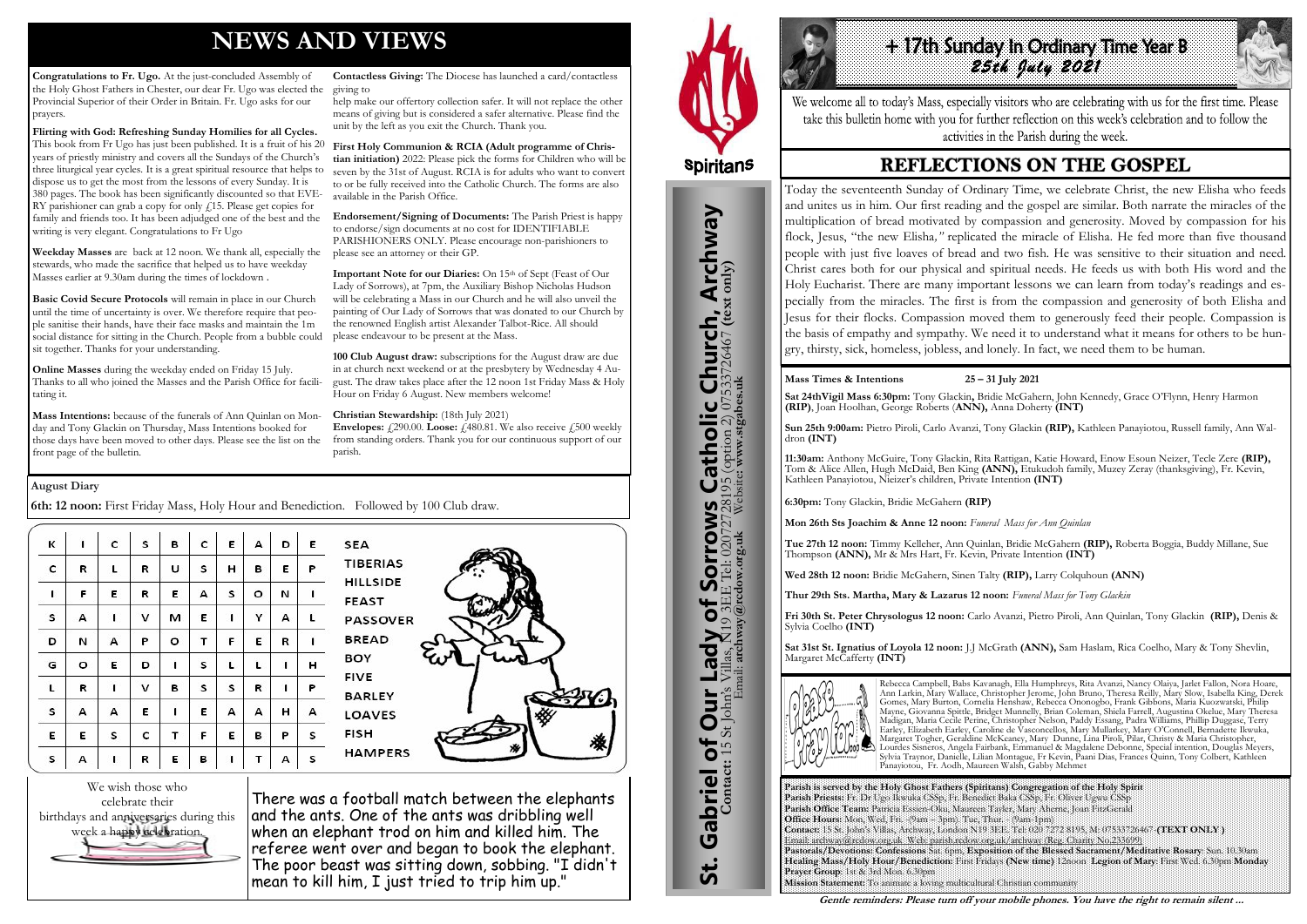# NEWS AND VIEWS

**Congratulations to Fr. Ugo.** At the just-concluded Assembly of the Holy Ghost Fathers in Chester, our dear Fr. Ugo was elected the Provincial Superior of their Order in Britain. Fr. Ugo asks for our prayers.

**Flirting with God: Refreshing Sunday Homilies for all Cycles.** This book from Fr Ugo has just been published. It is a fruit of his 20 years of priestly ministry and covers all the Sundays of the Church's three liturgical year cycles. It is a great spiritual resource that helps to dispose us to get the most from the lessons of every Sunday. It is 380 pages. The book has been significantly discounted so that EVERY parishioner can grab a copy for only £15. Please get copies for family and friends too. It has been adjudged one of the best and the writing is very elegant. Congratulations to Fr Ugo

**Weekday Masses** are back at 12 noon. We thank all, especially the stewards, who made the sacrifice that helped us to have weekday Masses earlier at 9.30am during the times of lockdown .

**Basic Covid Secure Protocols** will remain in place in our Church until the time of uncertainty is over. We therefore require that people sanitise their hands, have their face masks and maintain the 1m social distance for sitting in the Church. People from a bubble could sit together. Thanks for your understanding.

**Online Masses** during the weekday ended on Friday 15 July. Thanks to all who joined the Masses and the Parish Office for facilitating it.

**Mass Intentions:** because of the funerals of Ann Quinlan on Monday and Tony Glackin on Thursday, Mass Intentions booked for those days have been moved to other days. Please see the list on the front page of the bulletin.

**Contactless Giving:** The Diocese has launched a card/contactless giving to help make our offertory collection safer. It will not replace the other means of giving but is considered a safer alternative. Please find the unit by the left as you exit the Church. Thank you.

**First Holy Communion & RCIA (Adult programme of Christian initiation)** 2022: Please pick the forms for Children who will be seven by the 31st of August. RCIA is for adults who want to convert to or be fully received into the Catholic Church. The forms are also available in the Parish Office.

**Endorsement/Signing of Documents:** The Parish Priest is happy to endorse/sign documents at no cost for IDENTIFIABLE PARISHIONERS ONLY. Please encourage non-parishioners to please see an attorney or their GP.

**Important Note for our Diaries:** On 15th of Sept (Feast of Our Lady of Sorrows), at 7pm, the Auxiliary Bishop Nicholas Hudson will be celebrating a Mass in our Church and he will also unveil the painting of Our Lady of Sorrows that was donated to our Church by the renowned English artist Alexander Talbot-Rice. All should please endeavour to be present at the Mass.

**100 Club August draw:** subscriptions for the August draw are due in at church next weekend or at the presbytery by Wednesday 4 August. The draw takes place after the 12 noon 1st Friday Mass & Holy Hour on Friday 6 August. New members welcome!

**Christian Stewardship:** (18th July 2021)
**Envelopes:** £290.00. **Loose:** £480.81. We also receive £500 weekly from standing orders. Thank you for our continuous support of our parish.

**August Diary**

**6th: 12 noon:** First Friday Mass, Holy Hour and Benediction. Followed by 100 Club draw.

| | | | | | | | | | |
|---|---|---|---|---|---|---|---|---|---|
| K | I | C | S | B | C | E | A | D | E |
| C | R | L | R | U | S | H | B | E | P |
| I | F | E | R | E | A | S | O | N | I |
| S | A | I | V | M | E | I | Y | A | L |
| D | N | A | P | O | T | F | E | R | I |
| G | O | E | D | I | S | L | L | I | H |
| L | R | I | V | B | S | S | R | I | P |
| S | A | A | E | I | E | A | A | H | A |
| E | E | S | C | T | F | E | B | P | S |
| S | A | I | R | E | B | I | T | A | S |

SEA
TIBERIAS
HILLSIDE
FEAST
PASSOVER
BREAD
BOY
FIVE
BARLEY
LOAVES
FISH
HAMPERS

We wish those who celebrate their birthdays and anniversaries during this week a happy celebration.

There was a football match between the elephants and the ants. One of the ants was dribbling well when an elephant trod on him and killed him. The referee went over and began to book the elephant. The poor beast was sitting down, sobbing. "I didn't mean to kill him, I just tried to trip him up."

Spiritans

**St. Gabriel of Our Lady of Sorrows Catholic Church, Archway**
**Contact:** 15 St John's Villas, N19 3EE Tel: 02072728195 (option 2) 07533726467 **(text only)**
Email: **archway@rcdow.org.uk** Website: **www.stgabes.uk**

# + 17th Sunday In Ordinary Time Year B
## 25th July 2021

We welcome all to today's Mass, especially visitors who are celebrating with us for the first time. Please take this bulletin home with you for further reflection on this week's celebration and to follow the activities in the Parish during the week.

## REFLECTIONS ON THE GOSPEL

Today the seventeenth Sunday of Ordinary Time, we celebrate Christ, the new Elisha who feeds and unites us in him. Our first reading and the gospel are similar. Both narrate the miracles of the multiplication of bread motivated by compassion and generosity. Moved by compassion for his flock, Jesus, "the new Elisha," replicated the miracle of Elisha. He fed more than five thousand people with just five loaves of bread and two fish. He was sensitive to their situation and need. Christ cares both for our physical and spiritual needs. He feeds us with both His word and the Holy Eucharist. There are many important lessons we can learn from today's readings and especially from the miracles. The first is from the compassion and generosity of both Elisha and Jesus for their flocks. Compassion moved them to generously feed their people. Compassion is the basis of empathy and sympathy. We need it to understand what it means for others to be hungry, thirsty, sick, homeless, jobless, and lonely. In fact, we need them to be human.

**Mass Times & Intentions** **25 – 31 July 2021**

**Sat 24thVigil Mass 6:30pm:** Tony Glackin, Bridie McGahern, John Kennedy, Grace O'Flynn, Henry Harmon **(RIP)**, Joan Hoolhan, George Roberts **(ANN),** Anna Doherty **(INT)**

**Sun 25th 9:00am:** Pietro Piroli, Carlo Avanzi, Tony Glackin **(RIP),** Kathleen Panayiotou, Russell family, Ann Waldron **(INT)**

**11:30am:** Anthony McGuire, Tony Glackin, Rita Rattigan, Katie Howard, Enow Esoun Neizer, Tecle Zere **(RIP),** Tom & Alice Allen, Hugh McDaid, Ben King **(ANN),** Etukudoh family, Muzey Zeray (thanksgiving), Fr. Kevin, Kathleen Panayiotou, Nieizer's children, Private Intention **(INT)**

**6:30pm:** Tony Glackin, Bridie McGahern **(RIP)**

**Mon 26th Sts Joachim & Anne 12 noon:** *Funeral Mass for Ann Quinlan*

**Tue 27th 12 noon:** Timmy Kelleher, Ann Quinlan, Bridie McGahern **(RIP),** Roberta Boggia, Buddy Millane, Sue Thompson **(ANN),** Mr & Mrs Hart, Fr. Kevin, Private Intention **(INT)**

**Wed 28th 12 noon:** Bridie McGahern, Sinen Talty **(RIP),** Larry Colquhoun **(ANN)**

**Thur 29th Sts. Martha, Mary & Lazarus 12 noon:** *Funeral Mass for Tony Glackin*

**Fri 30th St. Peter Chrysologus 12 noon:** Carlo Avanzi, Pietro Piroli, Ann Quinlan, Tony Glackin **(RIP),** Denis & Sylvia Coelho **(INT)**

**Sat 31st St. Ignatius of Loyola 12 noon:** J.J McGrath **(ANN),** Sam Haslam, Rica Coelho, Mary & Tony Shevlin, Margaret McCafferty **(INT)**

Please Pray for...

Rebecca Campbell, Babs Kavanagh, Ella Humphreys, Rita Avanzi, Nancy Olaiya, Jarlet Fallon, Nora Hoare, Ann Larkin, Mary Wallace, Christopher Jerome, John Bruno, Theresa Reilly, Mary Slow, Isabella King, Derek Gomes, Mary Burton, Cornelia Henshaw, Rebecca Ononogbo, Frank Gibbons, Maria Kuozwatski, Philip Mayne, Giovanna Spittle, Bridget Munnelly, Brian Coleman, Shiela Farrell, Augustina Okelue, Mary Theresa Madigan, Maria Cecile Perine, Christopher Nelson, Paddy Essang, Padra Williams, Phillip Duggase, Terry Earley, Elizabeth Earley, Caroline de Vasconcellos, Mary Mullarkey, Mary O'Connell, Bernadette Ikwuka, Margaret Togher, Geraldine McKeaney, Mary Dunne, Lina Piroli, Pilar, Christy & Maria Christopher, Lourdes Sisneros, Angela Fairbank, Emmanuel & Magdalene Debonne, Special intention, Douglas Meyers, Sylvia Traynor, Danielle, Lilian Montague, Fr Kevin, Paani Dias, Frances Quinn, Tony Colbert, Kathleen Panayiotou, Fr. Aodh, Maureen Walsh, Gabby Mehmet

**Parish is served by the Holy Ghost Fathers (Spiritans) Congregation of the Holy Spirit**
**Parish Priests:** Fr. Dr Ugo Ikwuka CSSp, Fr. Benedict Baka CSSp, Fr. Oliver Ugwu CSSp
**Parish Office Team:** Patricia Essien-Oku, Maureen Tayler, Mary Aherne, Joan FitzGerald
**Office Hours:** Mon, Wed, Fri. - (9am – 3pm) Tue, Thur. - (9am-1pm)
**Contact:** 15 St. John's Villas, Archway, London N19 3EE. Tel: 020 7272 8195. M: 07533726467 **(TEXT ONLY )**
Email: archway@rcdow.org.uk Web: parish.rcdow.org.uk/archway (Reg. Charity No. 233699)
**Pastorals/Devotions: Confessions** Sat. 6pm, **Exposition of the Blessed Sacrament/Meditative Rosary**: Sun. 10.30am
**Healing Mass/Holy Hour/Benediction:** First Fridays **(New time)** 12noon **Legion of Mary**: First Wed. 6.30pm **Monday Prayer Group**: 1st & 3rd Mon. 6.30pm
**Mission Statement:** To animate a loving multicultural Christian community

***Gentle reminders: Please turn off your mobile phones. You have the right to remain silent ...***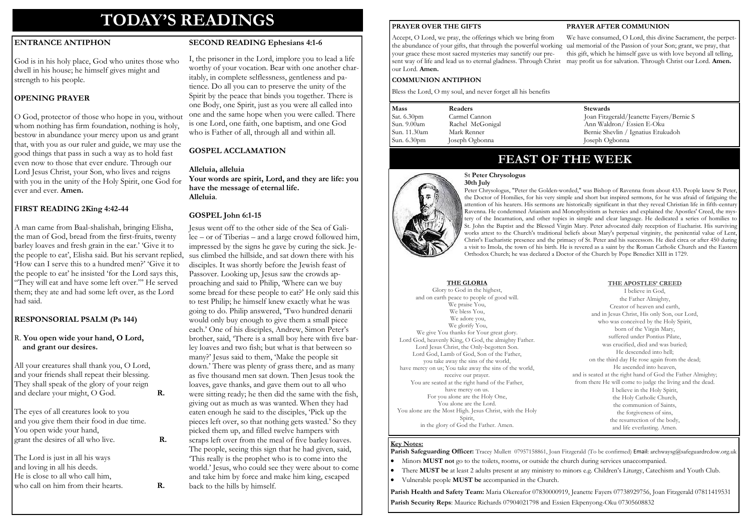# TODAY'S READINGS

## ENTRANCE ANTIPHON

God is in his holy place, God who unites those who dwell in his house; he himself gives might and strength to his people.

## OPENING PRAYER

O God, protector of those who hope in you, without whom nothing has firm foundation, nothing is holy, bestow in abundance your mercy upon us and grant that, with you as our ruler and guide, we may use the good things that pass in such a way as to hold fast even now to those that ever endure. Through our Lord Jesus Christ, your Son, who lives and reigns with you in the unity of the Holy Spirit, one God for ever and ever. **Amen.**

## FIRST READING 2King 4:42-44

A man came from Baal-shalishah, bringing Elisha, the man of God, bread from the first-fruits, twenty barley loaves and fresh grain in the ear.' 'Give it to the people to eat', Elisha said. But his servant replied, 'How can I serve this to a hundred men?' 'Give it to the people to eat' he insisted 'for the Lord says this, "They will eat and have some left over."' He served them; they ate and had some left over, as the Lord had said.

## RESPONSORIAL PSALM (Ps 144)

R. **You open wide your hand, O Lord, and grant our desires.**

All your creatures shall thank you, O Lord,
and your friends shall repeat their blessing.
They shall speak of the glory of your reign
and declare your might, O God. **R.**

The eyes of all creatures look to you
and you give them their food in due time.
You open wide your hand,
grant the desires of all who live. **R.**

The Lord is just in all his ways
and loving in all his deeds.
He is close to all who call him,
who call on him from their hearts. **R.**

## SECOND READING Ephesians 4:1-6

I, the prisoner in the Lord, implore you to lead a life worthy of your vocation. Bear with one another charitably, in complete selflessness, gentleness and patience. Do all you can to preserve the unity of the Spirit by the peace that binds you together. There is one Body, one Spirit, just as you were all called into one and the same hope when you were called. There is one Lord, one faith, one baptism, and one God who is Father of all, through all and within all.

## GOSPEL ACCLAMATION

**Alleluia, alleluia**
**Your words are spirit, Lord, and they are life: you have the message of eternal life.**
**Alleluia**.

## GOSPEL John 6:1-15

Jesus went off to the other side of the Sea of Galilee – or of Tiberias – and a large crowd followed him, impressed by the signs he gave by curing the sick. Jesus climbed the hillside, and sat down there with his disciples. It was shortly before the Jewish feast of Passover. Looking up, Jesus saw the crowds approaching and said to Philip, 'Where can we buy some bread for these people to eat?' He only said this to test Philip; he himself knew exactly what he was going to do. Philip answered, 'Two hundred denarii would only buy enough to give them a small piece each.' One of his disciples, Andrew, Simon Peter's brother, said, 'There is a small boy here with five barley loaves and two fish; but what is that between so many?' Jesus said to them, 'Make the people sit down.' There was plenty of grass there, and as many as five thousand men sat down. Then Jesus took the loaves, gave thanks, and gave them out to all who were sitting ready; he then did the same with the fish, giving out as much as was wanted. When they had eaten enough he said to the disciples, 'Pick up the pieces left over, so that nothing gets wasted.' So they picked them up, and filled twelve hampers with scraps left over from the meal of five barley loaves. The people, seeing this sign that he had given, said, 'This really is the prophet who is to come into the world.' Jesus, who could see they were about to come and take him by force and make him king, escaped back to the hills by himself.

## PRAYER OVER THE GIFTS

Accept, O Lord, we pray, the offerings which we bring from the abundance of your gifts, that through the powerful working of your grace these most sacred mysteries may sanctify our present way of life and lead us to eternal gladness. Through Christ our Lord. **Amen.**

## COMMUNION ANTIPHON

Bless the Lord, O my soul, and never forget all his benefits

## PRAYER AFTER COMMUNION

We have consumed, O Lord, this divine Sacrament, the perpetual memorial of the Passion of your Son; grant, we pray, that this gift, which he himself gave us with love beyond all telling, may profit us for salvation. Through Christ our Lord. **Amen.**

| **Mass** | **Readers** | **Stewards** |
|---|---|---|
| Sat. 6.30pm | Carmel Cannon | Joan Fitzgerald/Jeanette Fayers/Bernie S |
| Sun. 9.00am | Rachel McGonigal | Ann Waldron/ Essien E-Oku |
| Sun. 11.30am | Mark Renner | Bernie Shevlin / Ignatius Etukudoh |
| Sun. 6.30pm | Joseph Ogbonna | Joseph Ogbonna |

# FEAST OF THE WEEK

**St Peter Chrysologus**
**30th July**

Peter Chrysologus, "Peter the Golden-worded," was Bishop of Ravenna from about 433. People knew St Peter, the Doctor of Homilies, for his very simple and short but inspired sermons, for he was afraid of fatiguing the attention of his hearers. His sermons are historically significant in that they reveal Christian life in fifth-century Ravenna. He condemned Arianism and Monophysitism as heresies and explained the Apostles' Creed, the mystery of the Incarnation, and other topics in simple and clear language. He dedicated a series of homilies to St. John the Baptist and the Blessed Virgin Mary. Peter advocated daily reception of Eucharist. His surviving works attest to the Church's traditional beliefs about Mary's perpetual virginity, the penitential value of Lent, Christ's Eucharistic presence and the primacy of St. Peter and his successors. He died circa or after 450 during a visit to Imola, the town of his birth. He is revered as a saint by the Roman Catholic Church and the Eastern Orthodox Church; he was declared a Doctor of the Church by Pope Benedict XIII in 1729.

### THE GLORIA

Glory to God in the highest,
and on earth peace to people of good will.
We praise You,
We bless You,
We adore you,
We glorify You,
We give You thanks for Your great glory.
Lord God, heavenly King, O God, the almighty Father.
Lord Jesus Christ, the Only-begotten Son.
Lord God, Lamb of God, Son of the Father,
you take away the sins of the world,
have mercy on us; You take away the sins of the world,
receive our prayer.
You are seated at the right hand of the Father,
have mercy on us.
For you alone are the Holy One,
You alone are the Lord.
You alone are the Most High. Jesus Christ, with the Holy Spirit,
in the glory of God the Father. Amen.

### THE APOSTLES' CREED

I believe in God,
the Father Almighty,
Creator of heaven and earth,
and in Jesus Christ, His only Son, our Lord,
who was conceived by the Holy Spirit,
born of the Virgin Mary,
suffered under Pontius Pilate,
was crucified, died and was buried;
He descended into hell;
on the third day He rose again from the dead;
He ascended into heaven,
and is seated at the right hand of God the Father Almighty;
from there He will come to judge the living and the dead.
I believe in the Holy Spirit,
the Holy Catholic Church,
the communion of Saints,
the forgiveness of sins,
the resurrection of the body,
and life everlasting. Amen.

## Key Notes:

**Parish Safeguarding Officer:** Tracey Mullett 07957158861, Joan Fitzgerald (To be confirmed) Email: archwaysg@safeguardrcdow.org.uk

- Minors **MUST not** go to the toilets, rooms, or outside the church during services unaccompanied.
- There **MUST be** at least 2 adults present at any ministry to minors e.g. Children's Liturgy, Catechism and Youth Club.
- Vulnerable people **MUST be** accompanied in the Church.

**Parish Health and Safety Team:** Maria Okereafor 07830000919, Jeanette Fayers 07738929756, Joan Fitzgerald 07811419531

**Parish Security Reps**: Maurice Richards 07904021798 and Essien Ekpenyong-Oku 07305608832